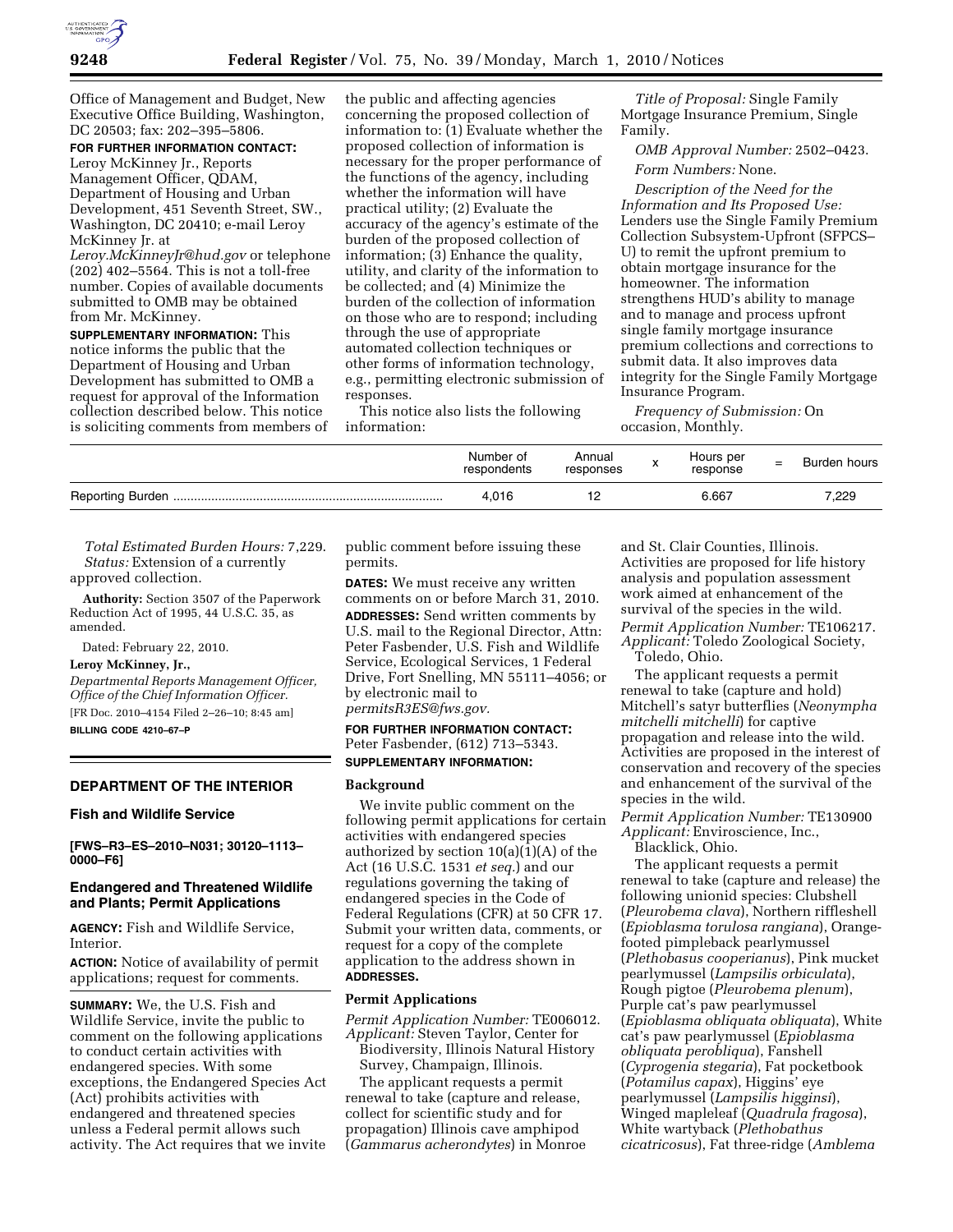Office of Management and Budget, New Executive Office Building, Washington, DC 20503; fax: 202–395–5806.

**FOR FURTHER INFORMATION CONTACT:** Leroy McKinney Jr., Reports Management Officer, QDAM, Department of Housing and Urban Development, 451 Seventh Street, SW., Washington, DC 20410; e-mail Leroy McKinney Jr. at *Leroy.McKinneyJr@hud.gov* or telephone (202) 402–5564. This is not a toll-free number. Copies of available documents submitted to OMB may be obtained from Mr. McKinney.

**SUPPLEMENTARY INFORMATION:** This notice informs the public that the Department of Housing and Urban Development has submitted to OMB a request for approval of the Information collection described below. This notice is soliciting comments from members of the public and affecting agencies concerning the proposed collection of information to: (1) Evaluate whether the proposed collection of information is necessary for the proper performance of the functions of the agency, including whether the information will have practical utility; (2) Evaluate the accuracy of the agency's estimate of the burden of the proposed collection of information; (3) Enhance the quality, utility, and clarity of the information to be collected; and (4) Minimize the burden of the collection of information on those who are to respond; including through the use of appropriate automated collection techniques or other forms of information technology, e.g., permitting electronic submission of responses.

This notice also lists the following information:

*Title of Proposal:* Single Family Mortgage Insurance Premium, Single Family.

*OMB Approval Number:* 2502–0423.

*Form Numbers:* None.

*Description of the Need for the Information and Its Proposed Use:* Lenders use the Single Family Premium Collection Subsystem-Upfront (SFPCS–U) to remit the upfront premium to obtain mortgage insurance for the homeowner. The information strengthens HUD's ability to manage and to manage and process upfront single family mortgage insurance premium collections and corrections to submit data. It also improves data integrity for the Single Family Mortgage Insurance Program.

*Frequency of Submission:* On occasion, Monthly.

| | Number of respondents | Annual responses | x | Hours per response | = | Burden hours |
|---|---|---|---|---|---|---|
| Reporting Burden | 4,016 | 12 | | 6.667 | | 7,229 |

*Total Estimated Burden Hours:* 7,229.

*Status:* Extension of a currently approved collection.

**Authority:** Section 3507 of the Paperwork Reduction Act of 1995, 44 U.S.C. 35, as amended.

Dated: February 22, 2010.

**Leroy McKinney, Jr.,**

*Departmental Reports Management Officer, Office of the Chief Information Officer.*

[FR Doc. 2010–4154 Filed 2–26–10; 8:45 am]

**BILLING CODE 4210–67–P**

## DEPARTMENT OF THE INTERIOR

### Fish and Wildlife Service

**[FWS–R3–ES–2010–N031; 30120–1113–0000–F6]**

### Endangered and Threatened Wildlife and Plants; Permit Applications

**AGENCY:** Fish and Wildlife Service, Interior.

**ACTION:** Notice of availability of permit applications; request for comments.

**SUMMARY:** We, the U.S. Fish and Wildlife Service, invite the public to comment on the following applications to conduct certain activities with endangered species. With some exceptions, the Endangered Species Act (Act) prohibits activities with endangered and threatened species unless a Federal permit allows such activity. The Act requires that we invite public comment before issuing these permits.

**DATES:** We must receive any written comments on or before March 31, 2010.

**ADDRESSES:** Send written comments by U.S. mail to the Regional Director, Attn: Peter Fasbender, U.S. Fish and Wildlife Service, Ecological Services, 1 Federal Drive, Fort Snelling, MN 55111–4056; or by electronic mail to *permitsR3ES@fws.gov.*

**FOR FURTHER INFORMATION CONTACT:** Peter Fasbender, (612) 713–5343.

**SUPPLEMENTARY INFORMATION:**

#### Background

We invite public comment on the following permit applications for certain activities with endangered species authorized by section 10(a)(1)(A) of the Act (16 U.S.C. 1531 *et seq.*) and our regulations governing the taking of endangered species in the Code of Federal Regulations (CFR) at 50 CFR 17. Submit your written data, comments, or request for a copy of the complete application to the address shown in **ADDRESSES.**

#### Permit Applications

*Permit Application Number:* TE006012.
*Applicant:* Steven Taylor, Center for Biodiversity, Illinois Natural History Survey, Champaign, Illinois.

The applicant requests a permit renewal to take (capture and release, collect for scientific study and for propagation) Illinois cave amphipod (*Gammarus acherondytes*) in Monroe and St. Clair Counties, Illinois. Activities are proposed for life history analysis and population assessment work aimed at enhancement of the survival of the species in the wild.

*Permit Application Number:* TE106217.
*Applicant:* Toledo Zoological Society, Toledo, Ohio.

The applicant requests a permit renewal to take (capture and hold) Mitchell's satyr butterflies (*Neonympha mitchelli mitchelli*) for captive propagation and release into the wild. Activities are proposed in the interest of conservation and recovery of the species and enhancement of the survival of the species in the wild.

*Permit Application Number:* TE130900
*Applicant:* Enviroscience, Inc., Blacklick, Ohio.

The applicant requests a permit renewal to take (capture and release) the following unionid species: Clubshell (*Pleurobema clava*), Northern riffleshell (*Epioblasma torulosa rangiana*), Orange-footed pimpleback pearlymussel (*Plethobasus cooperianus*), Pink mucket pearlymussel (*Lampsilis orbiculata*), Rough pigtoe (*Pleurobema plenum*), Purple cat's paw pearlymussel (*Epioblasma obliquata obliquata*), White cat's paw pearlymussel (*Epioblasma obliquata perobliqua*), Fanshell (*Cyprogenia stegaria*), Fat pocketbook (*Potamilus capax*), Higgins' eye pearlymussel (*Lampsilis higginsi*), Winged mapleleaf (*Quadrula fragosa*), White wartyback (*Plethobathus cicatricosus*), Fat three-ridge (*Amblema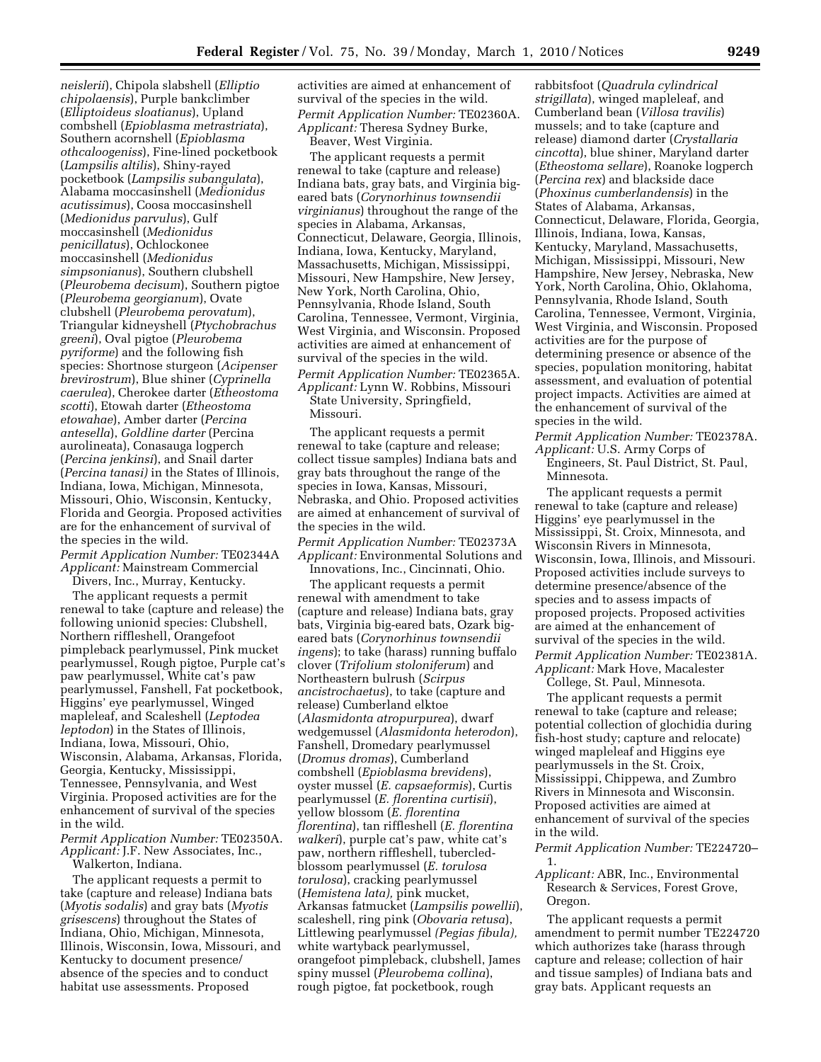*neislerii*), Chipola slabshell (*Elliptio chipolaensis*), Purple bankclimber (*Elliptoideus sloatianus*), Upland combshell (*Epioblasma metrastriata*), Southern acornshell (*Epioblasma othcaloogeniss*), Fine-lined pocketbook (*Lampsilis altilis*), Shiny-rayed pocketbook (*Lampsilis subangulata*), Alabama moccasinshell (*Medionidus acutissimus*), Coosa moccasinshell (*Medionidus parvulus*), Gulf moccasinshell (*Medionidus penicillatus*), Ochlockonee moccasinshell (*Medionidus simpsonianus*), Southern clubshell (*Pleurobema decisum*), Southern pigtoe (*Pleurobema georgianum*), Ovate clubshell (*Pleurobema perovatum*), Triangular kidneyshell (*Ptychobrachus greeni*), Oval pigtoe (*Pleurobema pyriforme*) and the following fish species: Shortnose sturgeon (*Acipenser brevirostrum*), Blue shiner (*Cyprinella caerulea*), Cherokee darter (*Etheostoma scotti*), Etowah darter (*Etheostoma etowahae*), Amber darter (*Percina antesella*), *Goldline darter* (Percina aurolineata), Conasauga logperch (*Percina jenkinsi*), and Snail darter (*Percina tanasi)* in the States of Illinois, Indiana, Iowa, Michigan, Minnesota, Missouri, Ohio, Wisconsin, Kentucky, Florida and Georgia. Proposed activities are for the enhancement of survival of the species in the wild.

*Permit Application Number:* TE02344A
*Applicant:* Mainstream Commercial Divers, Inc., Murray, Kentucky.

The applicant requests a permit renewal to take (capture and release) the following unionid species: Clubshell, Northern riffleshell, Orangefoot pimpleback pearlymussel, Pink mucket pearlymussel, Rough pigtoe, Purple cat's paw pearlymussel, White cat's paw pearlymussel, Fanshell, Fat pocketbook, Higgins' eye pearlymussel, Winged mapleleaf, and Scaleshell (*Leptodea leptodon*) in the States of Illinois, Indiana, Iowa, Missouri, Ohio, Wisconsin, Alabama, Arkansas, Florida, Georgia, Kentucky, Mississippi, Tennessee, Pennsylvania, and West Virginia. Proposed activities are for the enhancement of survival of the species in the wild.

*Permit Application Number:* TE02350A.
*Applicant:* J.F. New Associates, Inc., Walkerton, Indiana.

The applicant requests a permit to take (capture and release) Indiana bats (*Myotis sodalis*) and gray bats (*Myotis grisescens*) throughout the States of Indiana, Ohio, Michigan, Minnesota, Illinois, Wisconsin, Iowa, Missouri, and Kentucky to document presence/absence of the species and to conduct habitat use assessments. Proposed activities are aimed at enhancement of survival of the species in the wild.

*Permit Application Number:* TE02360A.
*Applicant:* Theresa Sydney Burke, Beaver, West Virginia.

The applicant requests a permit renewal to take (capture and release) Indiana bats, gray bats, and Virginia big-eared bats (*Corynorhinus townsendii virginianus*) throughout the range of the species in Alabama, Arkansas, Connecticut, Delaware, Georgia, Illinois, Indiana, Iowa, Kentucky, Maryland, Massachusetts, Michigan, Mississippi, Missouri, New Hampshire, New Jersey, New York, North Carolina, Ohio, Pennsylvania, Rhode Island, South Carolina, Tennessee, Vermont, Virginia, West Virginia, and Wisconsin. Proposed activities are aimed at enhancement of survival of the species in the wild.

*Permit Application Number:* TE02365A.
*Applicant:* Lynn W. Robbins, Missouri State University, Springfield, Missouri.

The applicant requests a permit renewal to take (capture and release; collect tissue samples) Indiana bats and gray bats throughout the range of the species in Iowa, Kansas, Missouri, Nebraska, and Ohio. Proposed activities are aimed at enhancement of survival of the species in the wild.

*Permit Application Number:* TE02373A
*Applicant:* Environmental Solutions and Innovations, Inc., Cincinnati, Ohio.

The applicant requests a permit renewal with amendment to take (capture and release) Indiana bats, gray bats, Virginia big-eared bats, Ozark big-eared bats (*Corynorhinus townsendii ingens*); to take (harass) running buffalo clover (*Trifolium stoloniferum*) and Northeastern bulrush (*Scirpus ancistrochaetus*), to take (capture and release) Cumberland elktoe (*Alasmidonta atropurpurea*), dwarf wedgemussel (*Alasmidonta heterodon*), Fanshell, Dromedary pearlymussel (*Dromus dromas*), Cumberland combshell (*Epioblasma brevidens*), oyster mussel (*E. capsaeformis*), Curtis pearlymussel (*E. florentina curtisii*), yellow blossom (*E. florentina florentina*), tan riffleshell (*E. florentina walkeri*), purple cat's paw, white cat's paw, northern riffleshell, tubercled-blossom pearlymussel (*E. torulosa torulosa*), cracking pearlymussel (*Hemistena lata),* pink mucket, Arkansas fatmucket (*Lampsilis powellii*), scaleshell, ring pink (*Obovaria retusa*), Littlewing pearlymussel *(Pegias fibula),* white wartyback pearlymussel, orangefoot pimpleback, clubshell, James spiny mussel (*Pleurobema collina*), rough pigtoe, fat pocketbook, rough rabbitsfoot (*Quadrula cylindrical strigillata*), winged mapleleaf, and Cumberland bean (*Villosa travilis*) mussels; and to take (capture and release) diamond darter (*Crystallaria cincotta*), blue shiner, Maryland darter (*Etheostoma sellare*), Roanoke logperch (*Percina rex*) and blackside dace (*Phoxinus cumberlandensis*) in the States of Alabama, Arkansas, Connecticut, Delaware, Florida, Georgia, Illinois, Indiana, Iowa, Kansas, Kentucky, Maryland, Massachusetts, Michigan, Mississippi, Missouri, New Hampshire, New Jersey, Nebraska, New York, North Carolina, Ohio, Oklahoma, Pennsylvania, Rhode Island, South Carolina, Tennessee, Vermont, Virginia, West Virginia, and Wisconsin. Proposed activities are for the purpose of determining presence or absence of the species, population monitoring, habitat assessment, and evaluation of potential project impacts. Activities are aimed at the enhancement of survival of the species in the wild.

*Permit Application Number:* TE02378A.
*Applicant:* U.S. Army Corps of Engineers, St. Paul District, St. Paul, Minnesota.

The applicant requests a permit renewal to take (capture and release) Higgins' eye pearlymussel in the Mississippi, St. Croix, Minnesota, and Wisconsin Rivers in Minnesota, Wisconsin, Iowa, Illinois, and Missouri. Proposed activities include surveys to determine presence/absence of the species and to assess impacts of proposed projects. Proposed activities are aimed at the enhancement of survival of the species in the wild.

*Permit Application Number:* TE02381A.
*Applicant:* Mark Hove, Macalester College, St. Paul, Minnesota.

The applicant requests a permit renewal to take (capture and release; potential collection of glochidia during fish-host study; capture and relocate) winged mapleleaf and Higgins eye pearlymussels in the St. Croix, Mississippi, Chippewa, and Zumbro Rivers in Minnesota and Wisconsin. Proposed activities are aimed at enhancement of survival of the species in the wild.

*Permit Application Number:* TE224720–1.
*Applicant:* ABR, Inc., Environmental Research & Services, Forest Grove, Oregon.

The applicant requests a permit amendment to permit number TE224720 which authorizes take (harass through capture and release; collection of hair and tissue samples) of Indiana bats and gray bats. Applicant requests an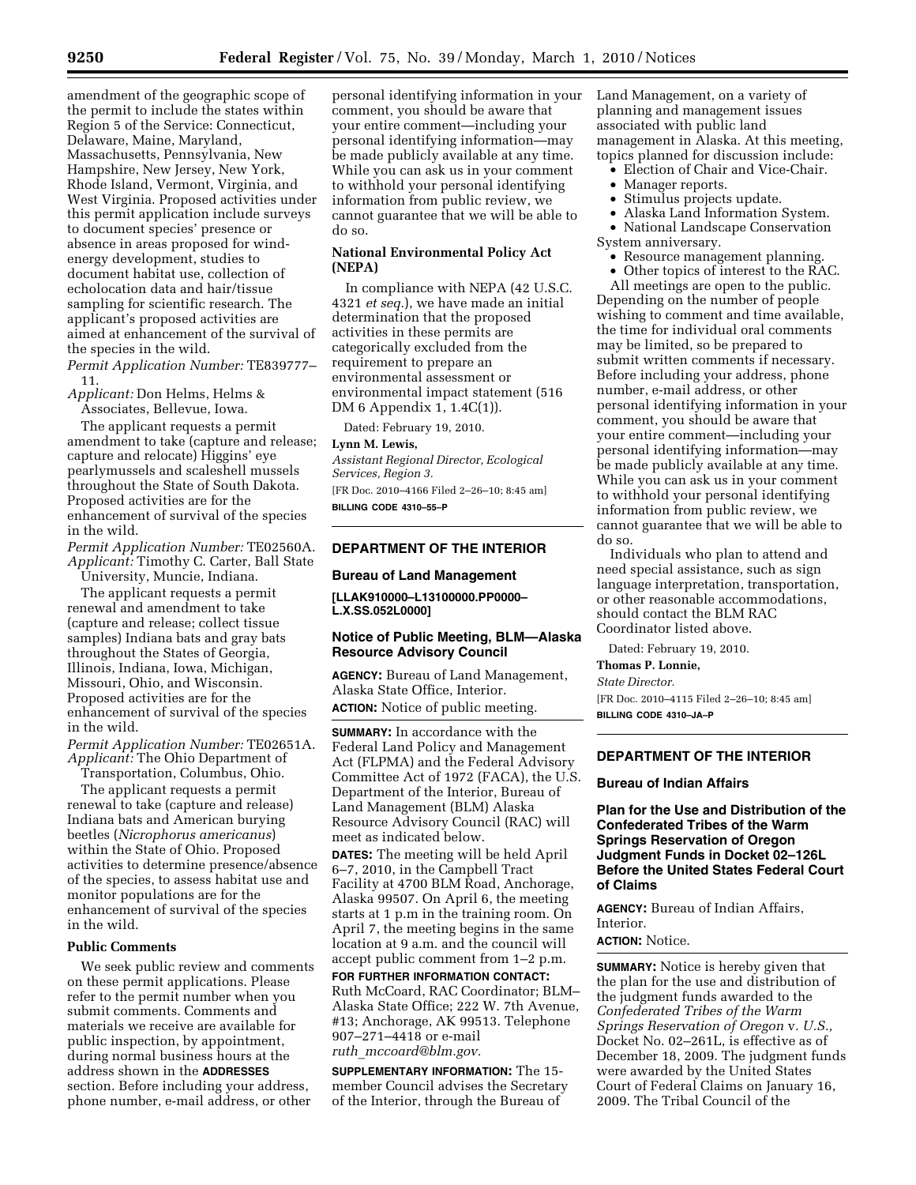amendment of the geographic scope of the permit to include the states within Region 5 of the Service: Connecticut, Delaware, Maine, Maryland, Massachusetts, Pennsylvania, New Hampshire, New Jersey, New York, Rhode Island, Vermont, Virginia, and West Virginia. Proposed activities under this permit application include surveys to document species' presence or absence in areas proposed for wind-energy development, studies to document habitat use, collection of echolocation data and hair/tissue sampling for scientific research. The applicant's proposed activities are aimed at enhancement of the survival of the species in the wild.

*Permit Application Number:* TE839777–11.

*Applicant:* Don Helms, Helms & Associates, Bellevue, Iowa.

The applicant requests a permit amendment to take (capture and release; capture and relocate) Higgins' eye pearlymussels and scaleshell mussels throughout the State of South Dakota. Proposed activities are for the enhancement of survival of the species in the wild.

*Permit Application Number:* TE02560A.

*Applicant:* Timothy C. Carter, Ball State University, Muncie, Indiana.

The applicant requests a permit renewal and amendment to take (capture and release; collect tissue samples) Indiana bats and gray bats throughout the States of Georgia, Illinois, Indiana, Iowa, Michigan, Missouri, Ohio, and Wisconsin. Proposed activities are for the enhancement of survival of the species in the wild.

*Permit Application Number:* TE02651A.

*Applicant:* The Ohio Department of Transportation, Columbus, Ohio.

The applicant requests a permit renewal to take (capture and release) Indiana bats and American burying beetles (*Nicrophorus americanus*) within the State of Ohio. Proposed activities to determine presence/absence of the species, to assess habitat use and monitor populations are for the enhancement of survival of the species in the wild.

## Public Comments

We seek public review and comments on these permit applications. Please refer to the permit number when you submit comments. Comments and materials we receive are available for public inspection, by appointment, during normal business hours at the address shown in the **ADDRESSES** section. Before including your address, phone number, e-mail address, or other personal identifying information in your comment, you should be aware that your entire comment—including your personal identifying information—may be made publicly available at any time. While you can ask us in your comment to withhold your personal identifying information from public review, we cannot guarantee that we will be able to do so.

## National Environmental Policy Act (NEPA)

In compliance with NEPA (42 U.S.C. 4321 *et seq.*), we have made an initial determination that the proposed activities in these permits are categorically excluded from the requirement to prepare an environmental assessment or environmental impact statement (516 DM 6 Appendix 1, 1.4C(1)).

Dated: February 19, 2010.

**Lynn M. Lewis,**

*Assistant Regional Director, Ecological Services, Region 3.*

[FR Doc. 2010–4166 Filed 2–26–10; 8:45 am]

**BILLING CODE 4310–55–P**

---

# DEPARTMENT OF THE INTERIOR

## Bureau of Land Management

**[LLAK910000–L13100000.PP0000–L.X.SS.052L0000]**

### Notice of Public Meeting, BLM—Alaska Resource Advisory Council

**AGENCY:** Bureau of Land Management, Alaska State Office, Interior.

**ACTION:** Notice of public meeting.

**SUMMARY:** In accordance with the Federal Land Policy and Management Act (FLPMA) and the Federal Advisory Committee Act of 1972 (FACA), the U.S. Department of the Interior, Bureau of Land Management (BLM) Alaska Resource Advisory Council (RAC) will meet as indicated below.

**DATES:** The meeting will be held April 6–7, 2010, in the Campbell Tract Facility at 4700 BLM Road, Anchorage, Alaska 99507. On April 6, the meeting starts at 1 p.m in the training room. On April 7, the meeting begins in the same location at 9 a.m. and the council will accept public comment from 1–2 p.m.

**FOR FURTHER INFORMATION CONTACT:** Ruth McCoard, RAC Coordinator; BLM–Alaska State Office; 222 W. 7th Avenue, #13; Anchorage, AK 99513. Telephone 907–271–4418 or e-mail *ruth_mccoard@blm.gov.*

**SUPPLEMENTARY INFORMATION:** The 15-member Council advises the Secretary of the Interior, through the Bureau of Land Management, on a variety of planning and management issues associated with public land management in Alaska. At this meeting, topics planned for discussion include:

- Election of Chair and Vice-Chair.
- Manager reports.
- Stimulus projects update.
- Alaska Land Information System.
- National Landscape Conservation System anniversary.
- Resource management planning.
- Other topics of interest to the RAC.

All meetings are open to the public. Depending on the number of people wishing to comment and time available, the time for individual oral comments may be limited, so be prepared to submit written comments if necessary. Before including your address, phone number, e-mail address, or other personal identifying information in your comment, you should be aware that your entire comment—including your personal identifying information—may be made publicly available at any time. While you can ask us in your comment to withhold your personal identifying information from public review, we cannot guarantee that we will be able to do so.

Individuals who plan to attend and need special assistance, such as sign language interpretation, transportation, or other reasonable accommodations, should contact the BLM RAC Coordinator listed above.

Dated: February 19, 2010.

**Thomas P. Lonnie,**

*State Director.*

[FR Doc. 2010–4115 Filed 2–26–10; 8:45 am]

**BILLING CODE 4310–JA–P**

---

# DEPARTMENT OF THE INTERIOR

## Bureau of Indian Affairs

### Plan for the Use and Distribution of the Confederated Tribes of the Warm Springs Reservation of Oregon Judgment Funds in Docket 02–126L Before the United States Federal Court of Claims

**AGENCY:** Bureau of Indian Affairs, Interior.

**ACTION:** Notice.

**SUMMARY:** Notice is hereby given that the plan for the use and distribution of the judgment funds awarded to the *Confederated Tribes of the Warm Springs Reservation of Oregon* v. *U.S.,* Docket No. 02–261L, is effective as of December 18, 2009. The judgment funds were awarded by the United States Court of Federal Claims on January 16, 2009. The Tribal Council of the